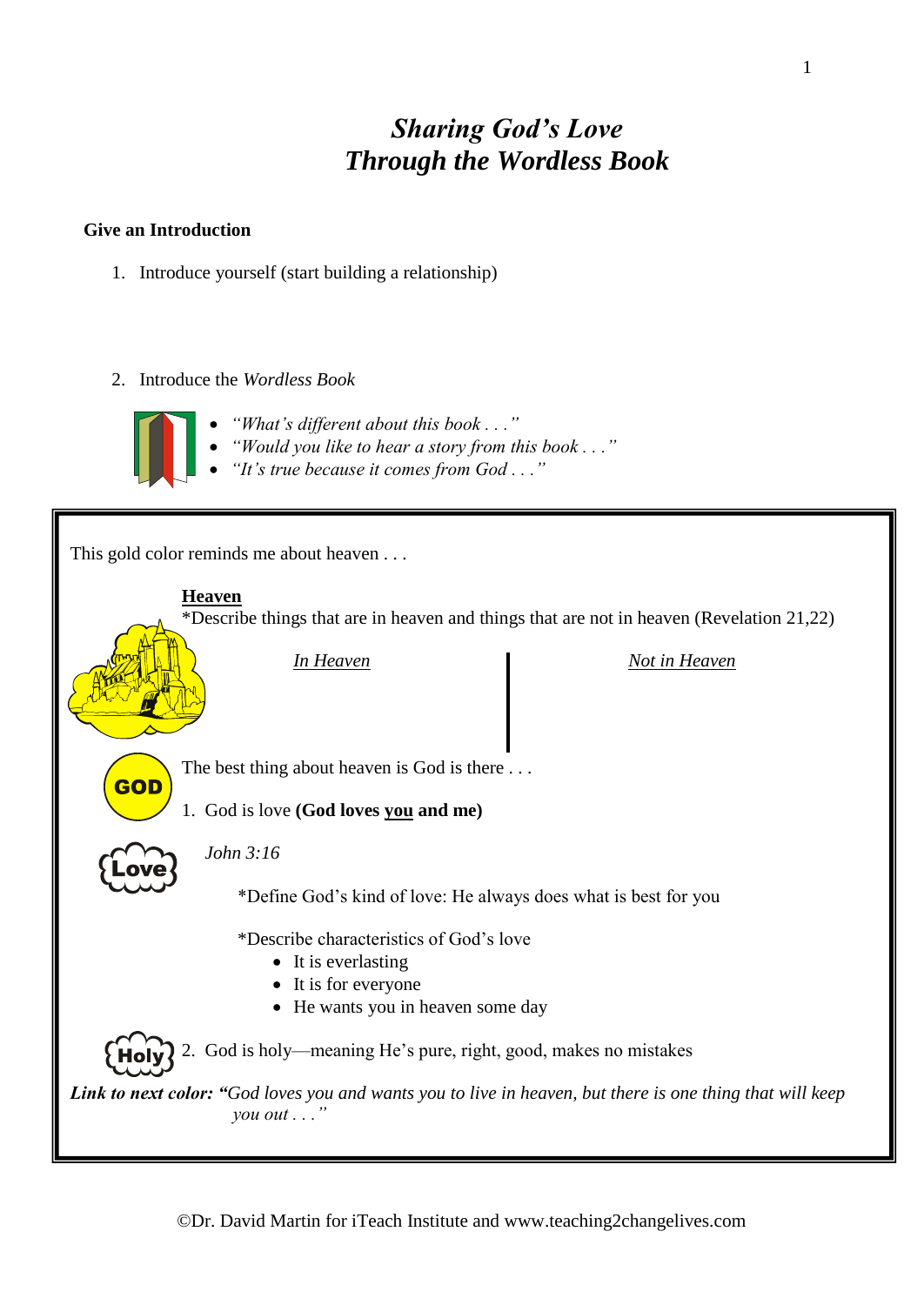# *Sharing God's Love*
# *Through the Wordless Book*

**Give an Introduction**

1. Introduce yourself (start building a relationship)

2. Introduce the *Wordless Book*

- *"What's different about this book . . ."*
- *"Would you like to hear a story from this book . . ."*
- *"It's true because it comes from God . . ."*

This gold color reminds me about heaven . . .

**Heaven**

*Describe things that are in heaven and things that are not in heaven (Revelation 21,22)

| *In Heaven* | *Not in Heaven* |
|---|---|
| | |

The best thing about heaven is God is there . . .

1. God is love **(God loves you and me)**

*John 3:16*

*Define God's kind of love: He always does what is best for you

*Describe characteristics of God's love

- It is everlasting
- It is for everyone
- He wants you in heaven some day

2. God is holy—meaning He's pure, right, good, makes no mistakes

***Link to next color:*** ***"****God loves you and wants you to live in heaven, but there is one thing that will keep you out . . ."*

©Dr. David Martin for iTeach Institute and www.teaching2changelives.com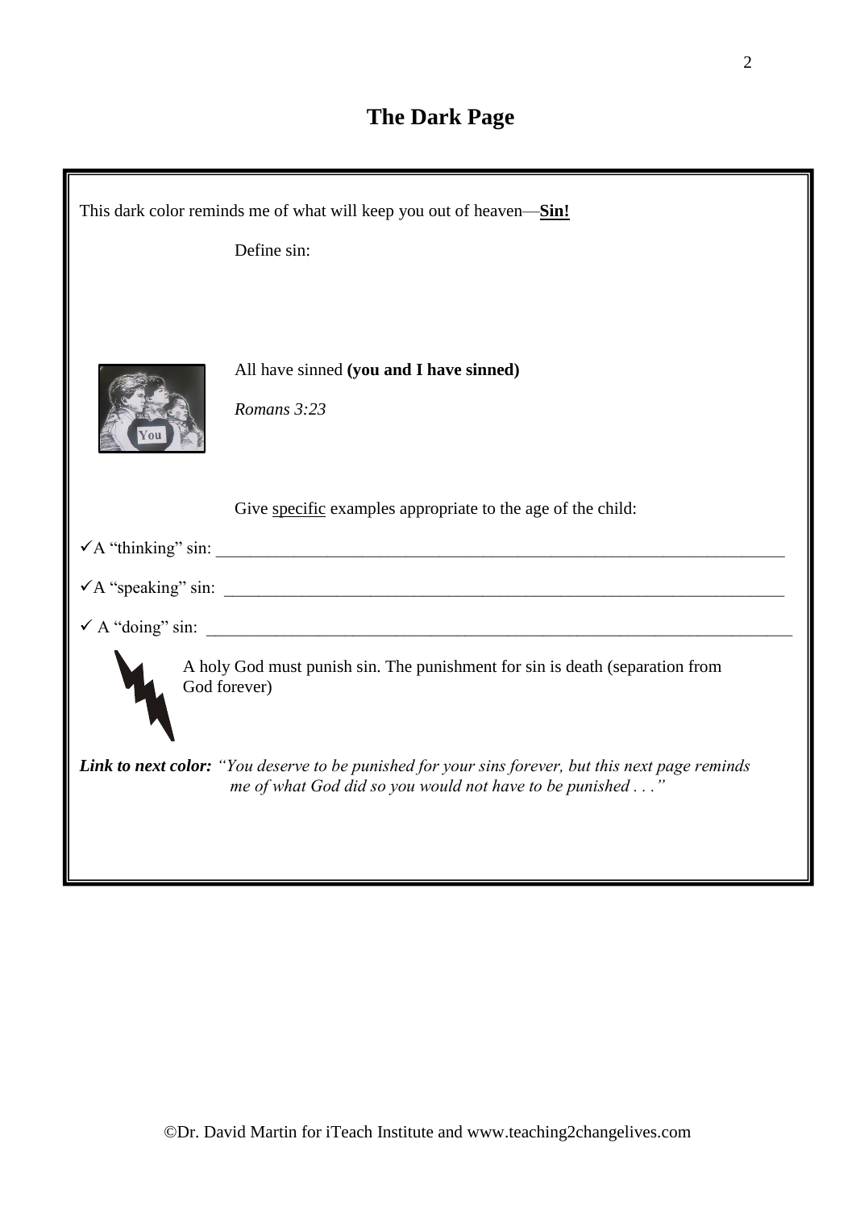# The Dark Page

This dark color reminds me of what will keep you out of heaven—**Sin!**

Define sin:

All have sinned **(you and I have sinned)**

*Romans 3:23*

Give specific examples appropriate to the age of the child:

✓A "thinking" sin: ____________________________________________________________

✓A "speaking" sin: ____________________________________________________________

✓ A "doing" sin: ______________________________________________________________

A holy God must punish sin. The punishment for sin is death (separation from God forever)

***Link to next color:*** *"You deserve to be punished for your sins forever, but this next page reminds me of what God did so you would not have to be punished . . ."*

©Dr. David Martin for iTeach Institute and www.teaching2changelives.com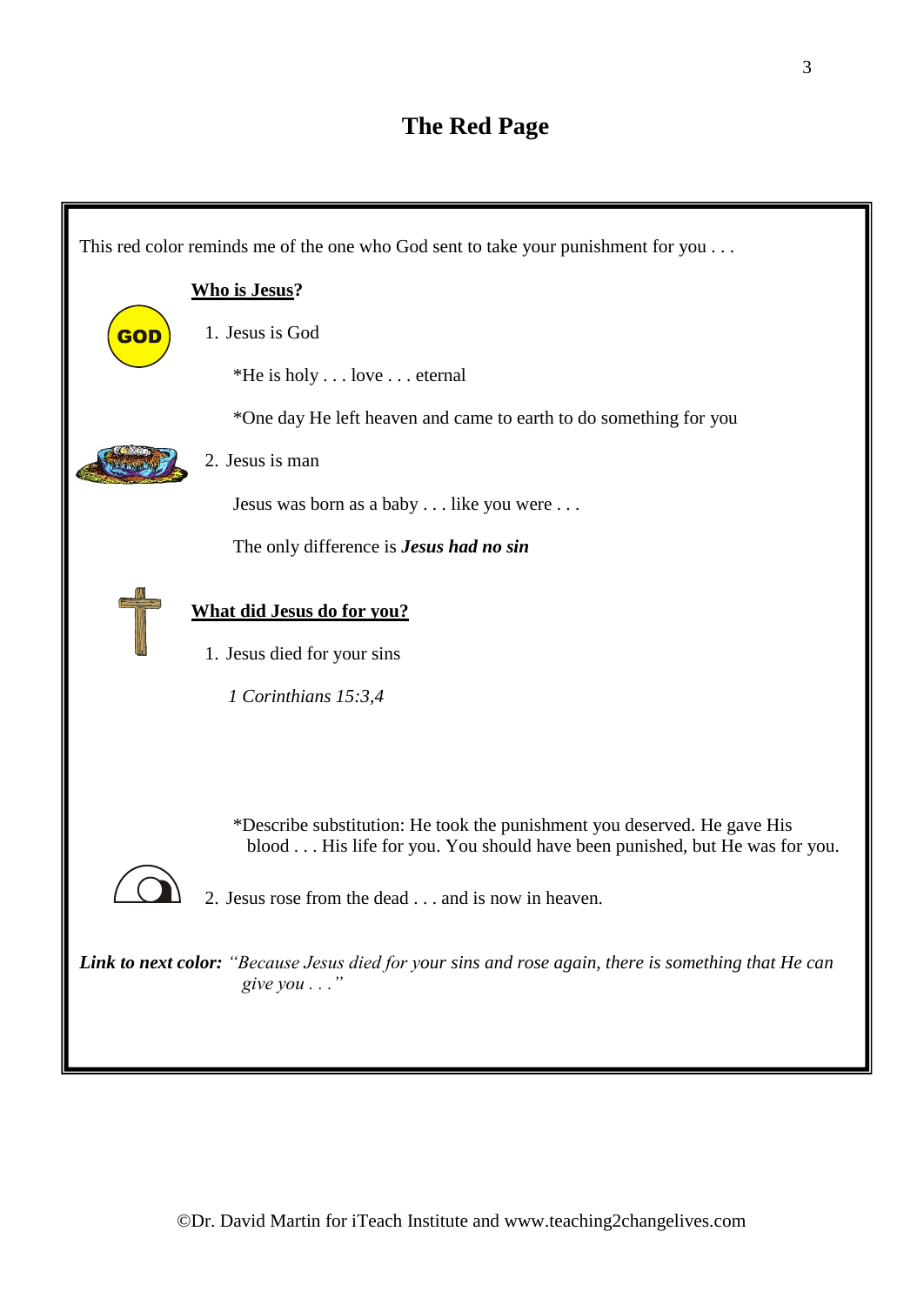# The Red Page

This red color reminds me of the one who God sent to take your punishment for you . . .

**Who is Jesus?**

1. Jesus is God

   *He is holy . . . love . . . eternal

   *One day He left heaven and came to earth to do something for you

2. Jesus is man

   Jesus was born as a baby . . . like you were . . .

   The only difference is ***Jesus had no sin***

**What did Jesus do for you?**

1. Jesus died for your sins

   *1 Corinthians 15:3,4*

   *Describe substitution: He took the punishment you deserved. He gave His blood . . . His life for you. You should have been punished, but He was for you.

2. Jesus rose from the dead . . . and is now in heaven.

***Link to next color:*** *"Because Jesus died for your sins and rose again, there is something that He can give you . . ."*

©Dr. David Martin for iTeach Institute and www.teaching2changelives.com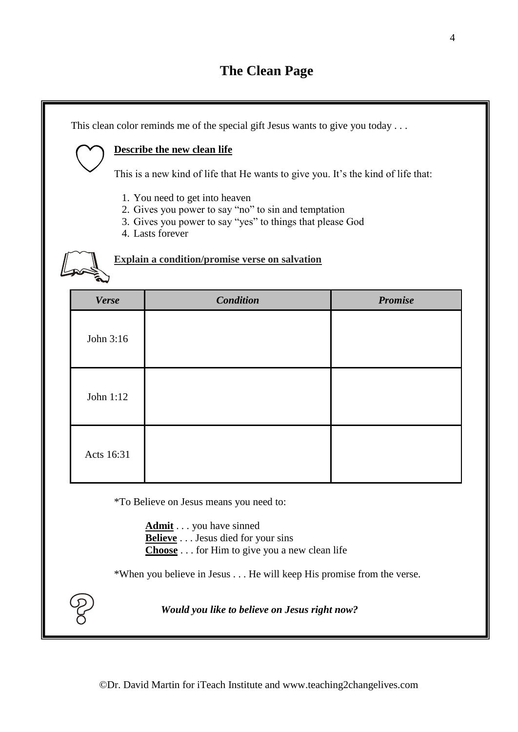# The Clean Page

This clean color reminds me of the special gift Jesus wants to give you today . . .

**Describe the new clean life**

This is a new kind of life that He wants to give you. It's the kind of life that:

1. You need to get into heaven
2. Gives you power to say "no" to sin and temptation
3. Gives you power to say "yes" to things that please God
4. Lasts forever

**Explain a condition/promise verse on salvation**

| *Verse* | *Condition* | *Promise* |
| --- | --- | --- |
| John 3:16 | | |
| John 1:12 | | |
| Acts 16:31 | | |

*To Believe on Jesus means you need to:

**Admit** . . . you have sinned
**Believe** . . . Jesus died for your sins
**Choose** . . . for Him to give you a new clean life

*When you believe in Jesus . . . He will keep His promise from the verse.

***Would you like to believe on Jesus right now?***

©Dr. David Martin for iTeach Institute and www.teaching2changelives.com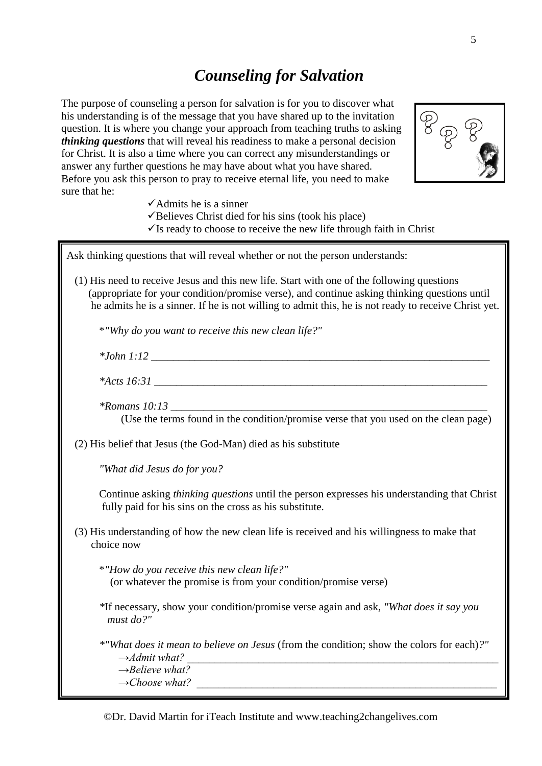# *Counseling for Salvation*

The purpose of counseling a person for salvation is for you to discover what his understanding is of the message that you have shared up to the invitation question. It is where you change your approach from teaching truths to asking ***thinking questions*** that will reveal his readiness to make a personal decision for Christ. It is also a time where you can correct any misunderstandings or answer any further questions he may have about what you have shared. Before you ask this person to pray to receive eternal life, you need to make sure that he:

- ✓Admits he is a sinner
- ✓Believes Christ died for his sins (took his place)
- ✓Is ready to choose to receive the new life through faith in Christ

Ask thinking questions that will reveal whether or not the person understands:

(1) His need to receive Jesus and this new life. Start with one of the following questions (appropriate for your condition/promise verse), and continue asking thinking questions until he admits he is a sinner. If he is not willing to admit this, he is not ready to receive Christ yet.

*"Why do you want to receive this new clean life?"

**John 1:12* ________________________________________________________________

**Acts 16:31* _______________________________________________________________

**Romans 10:13* ____________________________________________________________

(Use the terms found in the condition/promise verse that you used on the clean page)

(2) His belief that Jesus (the God-Man) died as his substitute

*"What did Jesus do for you?*

Continue asking *thinking questions* until the person expresses his understanding that Christ fully paid for his sins on the cross as his substitute.

(3) His understanding of how the new clean life is received and his willingness to make that choice now

*"How do you receive this new clean life?"
(or whatever the promise is from your condition/promise verse)

*If necessary, show your condition/promise verse again and ask, *"What does it say you must do?"*

*"What does it mean to believe on Jesus* (from the condition; show the colors for each)*?"*

- *→Admit what?* ________________________________________________________
- *→Believe what?*
- *→Choose what?* ________________________________________________________

©Dr. David Martin for iTeach Institute and www.teaching2changelives.com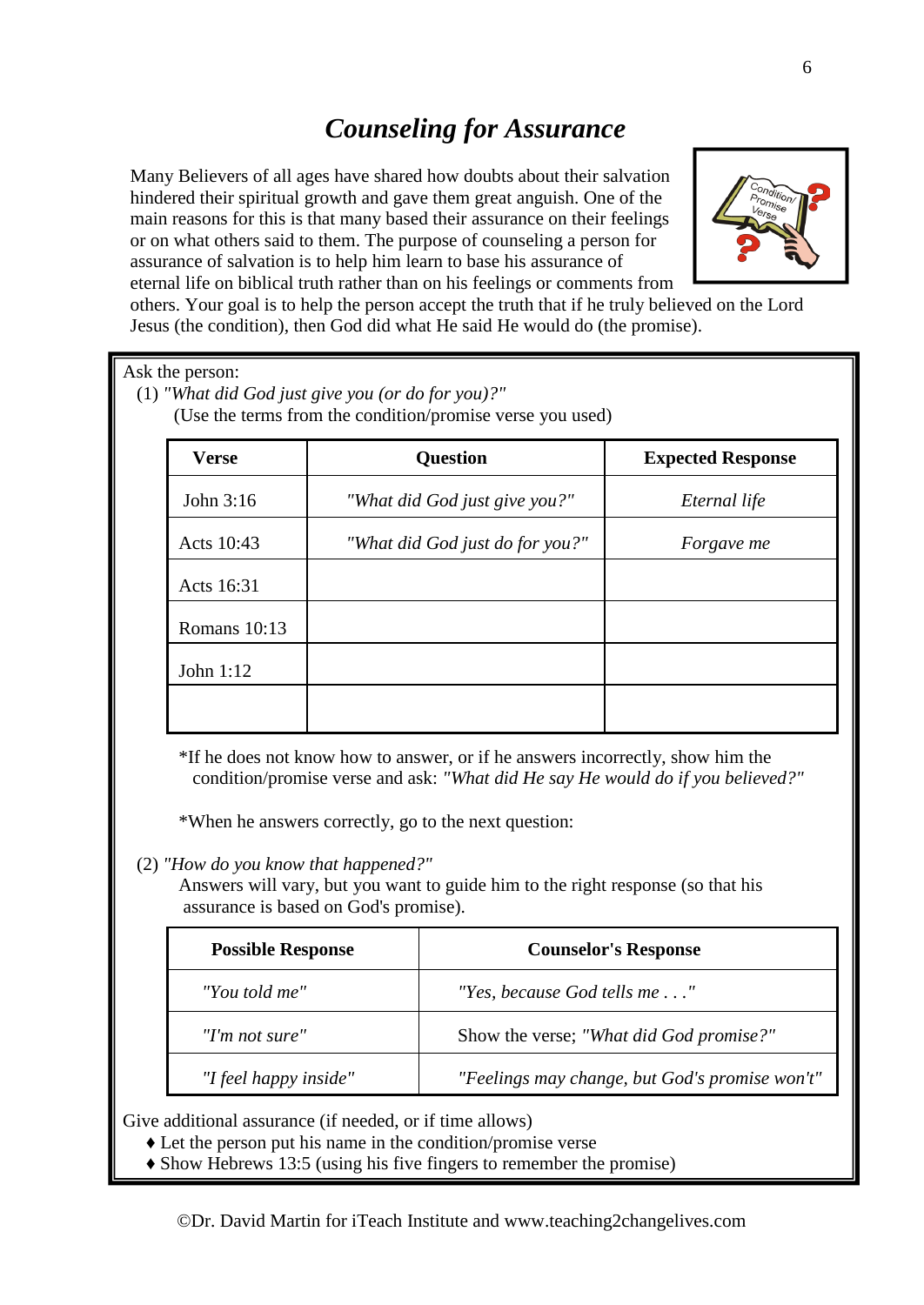# *Counseling for Assurance*

Many Believers of all ages have shared how doubts about their salvation hindered their spiritual growth and gave them great anguish. One of the main reasons for this is that many based their assurance on their feelings or on what others said to them. The purpose of counseling a person for assurance of salvation is to help him learn to base his assurance of eternal life on biblical truth rather than on his feelings or comments from others. Your goal is to help the person accept the truth that if he truly believed on the Lord Jesus (the condition), then God did what He said He would do (the promise).

Ask the person:

(1) *"What did God just give you (or do for you)?"*
(Use the terms from the condition/promise verse you used)

| Verse | Question | Expected Response |
|---|---|---|
| John 3:16 | *"What did God just give you?"* | *Eternal life* |
| Acts 10:43 | *"What did God just do for you?"* | *Forgave me* |
| Acts 16:31 | | |
| Romans 10:13 | | |
| John 1:12 | | |
| | | |

*If he does not know how to answer, or if he answers incorrectly, show him the condition/promise verse and ask: *"What did He say He would do if you believed?"*

*When he answers correctly, go to the next question:

(2) *"How do you know that happened?"*
Answers will vary, but you want to guide him to the right response (so that his assurance is based on God's promise).

| Possible Response | Counselor's Response |
|---|---|
| *"You told me"* | *"Yes, because God tells me . . ."* |
| *"I'm not sure"* | Show the verse; *"What did God promise?"* |
| *"I feel happy inside"* | *"Feelings may change, but God's promise won't"* |

Give additional assurance (if needed, or if time allows)

- ♦ Let the person put his name in the condition/promise verse
- ♦ Show Hebrews 13:5 (using his five fingers to remember the promise)

©Dr. David Martin for iTeach Institute and www.teaching2changelives.com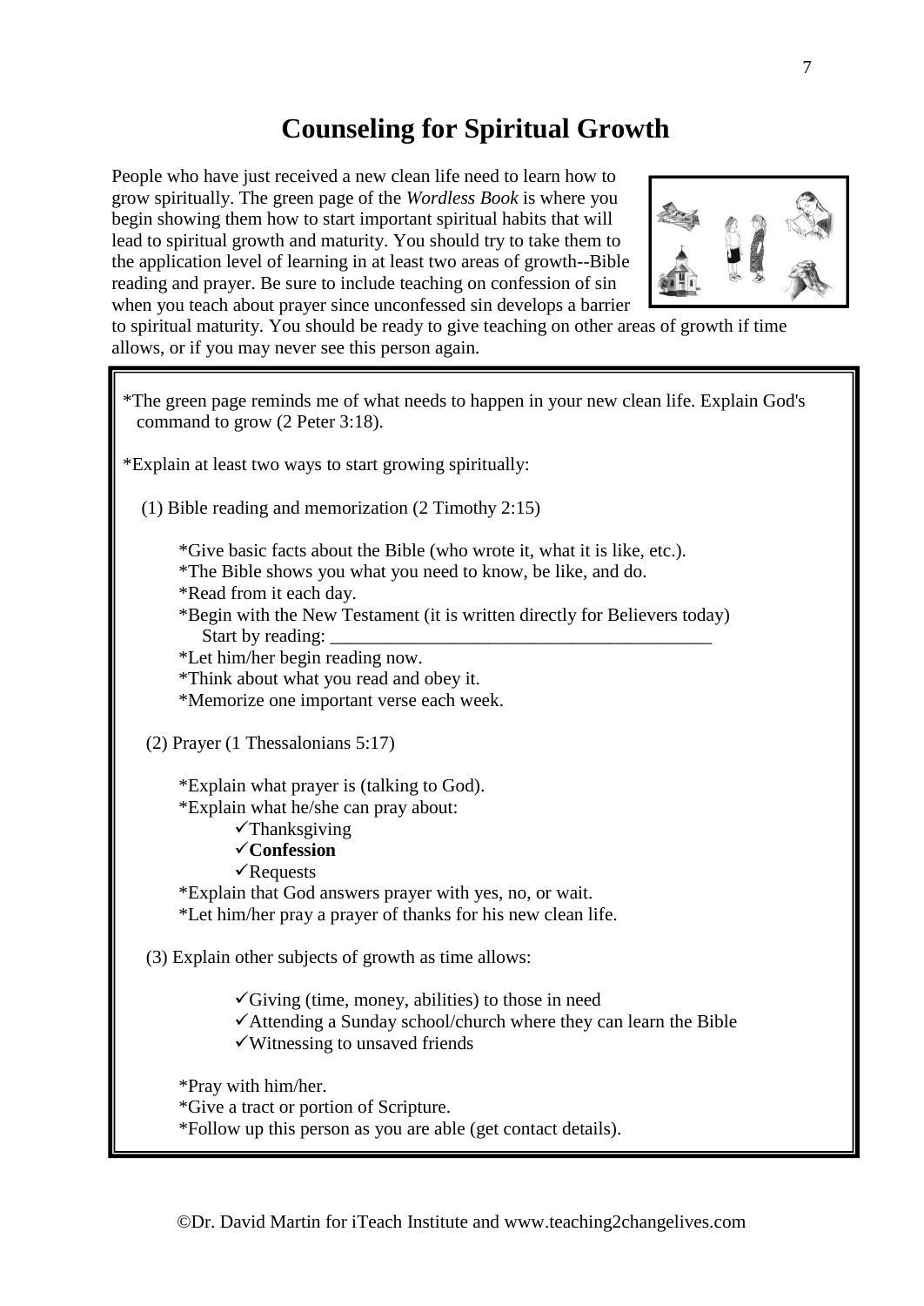# Counseling for Spiritual Growth

People who have just received a new clean life need to learn how to grow spiritually. The green page of the *Wordless Book* is where you begin showing them how to start important spiritual habits that will lead to spiritual growth and maturity. You should try to take them to the application level of learning in at least two areas of growth--Bible reading and prayer. Be sure to include teaching on confession of sin when you teach about prayer since unconfessed sin develops a barrier to spiritual maturity. You should be ready to give teaching on other areas of growth if time allows, or if you may never see this person again.

*The green page reminds me of what needs to happen in your new clean life. Explain God's command to grow (2 Peter 3:18).

*Explain at least two ways to start growing spiritually:

(1) Bible reading and memorization (2 Timothy 2:15)

*Give basic facts about the Bible (who wrote it, what it is like, etc.).
*The Bible shows you what you need to know, be like, and do.
*Read from it each day.
*Begin with the New Testament (it is written directly for Believers today)
Start by reading: ________________________________________
*Let him/her begin reading now.
*Think about what you read and obey it.
*Memorize one important verse each week.

(2) Prayer (1 Thessalonians 5:17)

*Explain what prayer is (talking to God).
*Explain what he/she can pray about:

- ✓Thanksgiving
- ✓**Confession**
- ✓Requests

*Explain that God answers prayer with yes, no, or wait.
*Let him/her pray a prayer of thanks for his new clean life.

(3) Explain other subjects of growth as time allows:

- ✓Giving (time, money, abilities) to those in need
- ✓Attending a Sunday school/church where they can learn the Bible
- ✓Witnessing to unsaved friends

*Pray with him/her.
*Give a tract or portion of Scripture.
*Follow up this person as you are able (get contact details).

©Dr. David Martin for iTeach Institute and www.teaching2changelives.com